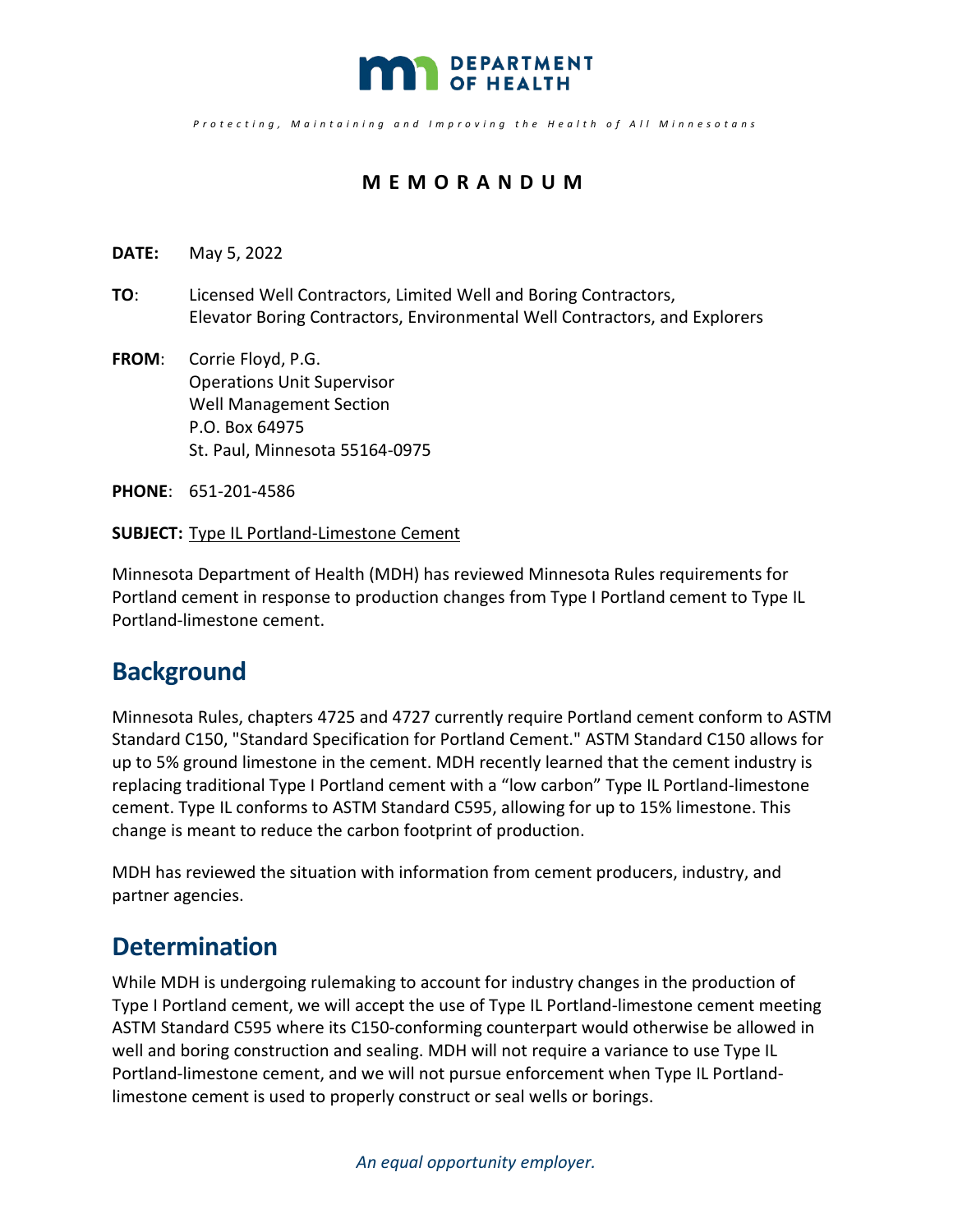DEPARTMENT OF HEALTH

*Protecting, Maintaining and Improving the Health of All Minnesotans*

**MEMORANDUM**

**DATE:** May 5, 2022

**TO**: Licensed Well Contractors, Limited Well and Boring Contractors, Elevator Boring Contractors, Environmental Well Contractors, and Explorers

**FROM**: Corrie Floyd, P.G.
Operations Unit Supervisor
Well Management Section
P.O. Box 64975
St. Paul, Minnesota 55164-0975

**PHONE**: 651-201-4586

**SUBJECT:** Type IL Portland-Limestone Cement

Minnesota Department of Health (MDH) has reviewed Minnesota Rules requirements for Portland cement in response to production changes from Type I Portland cement to Type IL Portland-limestone cement.

## Background

Minnesota Rules, chapters 4725 and 4727 currently require Portland cement conform to ASTM Standard C150, "Standard Specification for Portland Cement." ASTM Standard C150 allows for up to 5% ground limestone in the cement. MDH recently learned that the cement industry is replacing traditional Type I Portland cement with a "low carbon" Type IL Portland-limestone cement. Type IL conforms to ASTM Standard C595, allowing for up to 15% limestone. This change is meant to reduce the carbon footprint of production.

MDH has reviewed the situation with information from cement producers, industry, and partner agencies.

## Determination

While MDH is undergoing rulemaking to account for industry changes in the production of Type I Portland cement, we will accept the use of Type IL Portland-limestone cement meeting ASTM Standard C595 where its C150-conforming counterpart would otherwise be allowed in well and boring construction and sealing. MDH will not require a variance to use Type IL Portland-limestone cement, and we will not pursue enforcement when Type IL Portland-limestone cement is used to properly construct or seal wells or borings.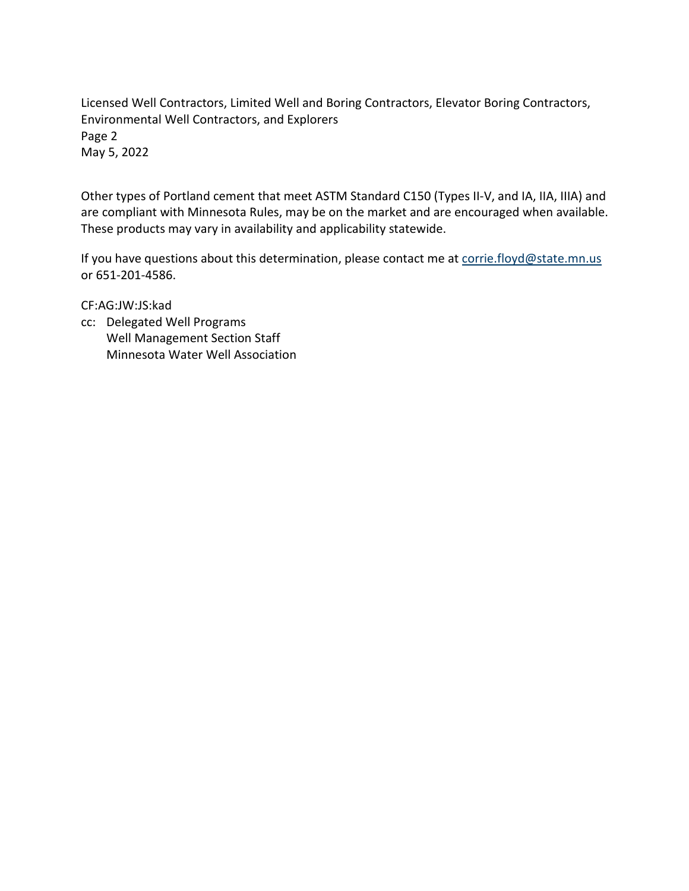Other types of Portland cement that meet ASTM Standard C150 (Types II-V, and IA, IIA, IIIA) and are compliant with Minnesota Rules, may be on the market and are encouraged when available. These products may vary in availability and applicability statewide.

If you have questions about this determination, please contact me at corrie.floyd@state.mn.us or 651-201-4586.

CF:AG:JW:JS:kad

cc: Delegated Well Programs
Well Management Section Staff
Minnesota Water Well Association